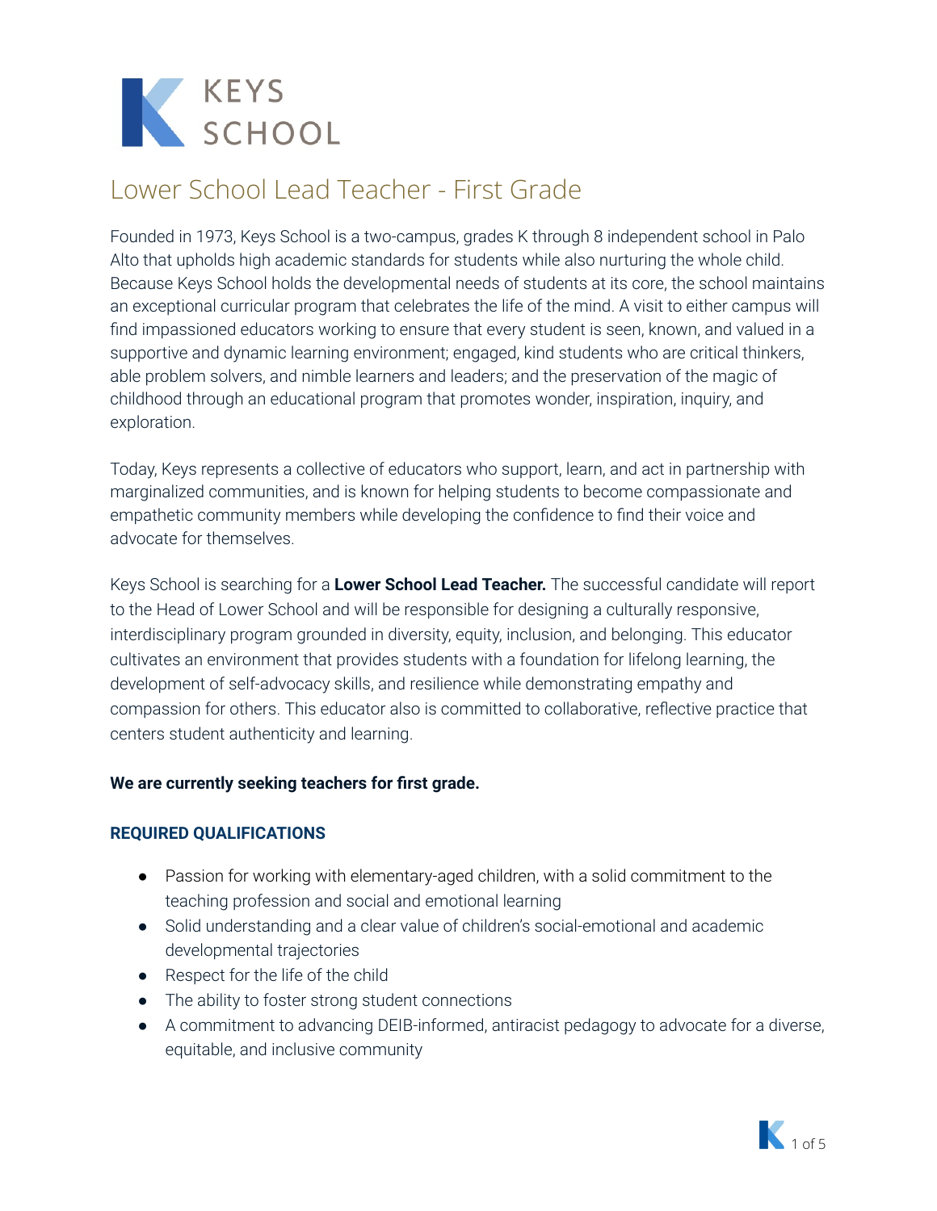KEYS SCHOOL

# Lower School Lead Teacher - First Grade

Founded in 1973, Keys School is a two-campus, grades K through 8 independent school in Palo Alto that upholds high academic standards for students while also nurturing the whole child. Because Keys School holds the developmental needs of students at its core, the school maintains an exceptional curricular program that celebrates the life of the mind. A visit to either campus will find impassioned educators working to ensure that every student is seen, known, and valued in a supportive and dynamic learning environment; engaged, kind students who are critical thinkers, able problem solvers, and nimble learners and leaders; and the preservation of the magic of childhood through an educational program that promotes wonder, inspiration, inquiry, and exploration.

Today, Keys represents a collective of educators who support, learn, and act in partnership with marginalized communities, and is known for helping students to become compassionate and empathetic community members while developing the confidence to find their voice and advocate for themselves.

Keys School is searching for a **Lower School Lead Teacher.** The successful candidate will report to the Head of Lower School and will be responsible for designing a culturally responsive, interdisciplinary program grounded in diversity, equity, inclusion, and belonging. This educator cultivates an environment that provides students with a foundation for lifelong learning, the development of self-advocacy skills, and resilience while demonstrating empathy and compassion for others. This educator also is committed to collaborative, reflective practice that centers student authenticity and learning.

**We are currently seeking teachers for first grade.**

### REQUIRED QUALIFICATIONS

- Passion for working with elementary-aged children, with a solid commitment to the teaching profession and social and emotional learning
- Solid understanding and a clear value of children's social-emotional and academic developmental trajectories
- Respect for the life of the child
- The ability to foster strong student connections
- A commitment to advancing DEIB-informed, antiracist pedagogy to advocate for a diverse, equitable, and inclusive community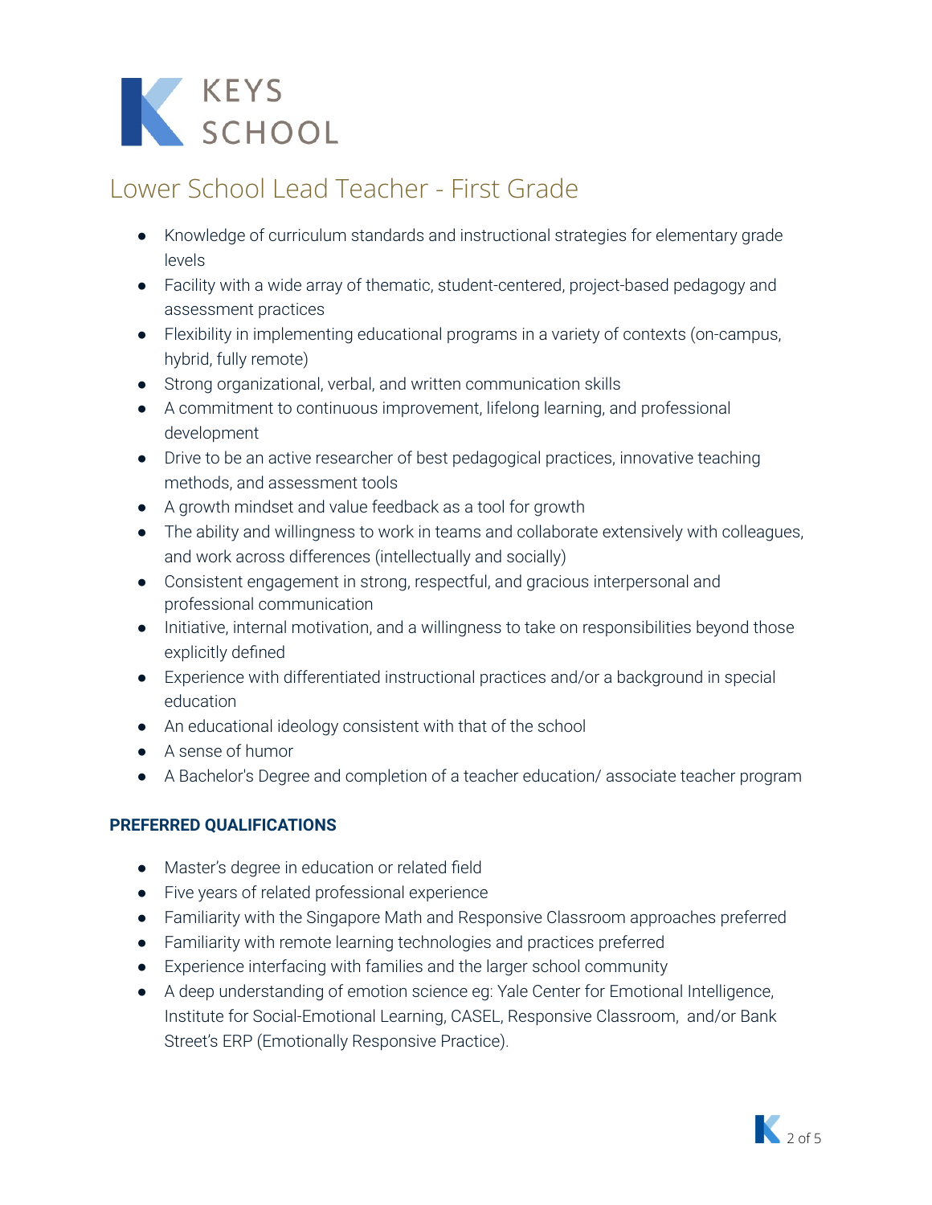# KEYS SCHOOL

## Lower School Lead Teacher - First Grade

- Knowledge of curriculum standards and instructional strategies for elementary grade levels
- Facility with a wide array of thematic, student-centered, project-based pedagogy and assessment practices
- Flexibility in implementing educational programs in a variety of contexts (on-campus, hybrid, fully remote)
- Strong organizational, verbal, and written communication skills
- A commitment to continuous improvement, lifelong learning, and professional development
- Drive to be an active researcher of best pedagogical practices, innovative teaching methods, and assessment tools
- A growth mindset and value feedback as a tool for growth
- The ability and willingness to work in teams and collaborate extensively with colleagues, and work across differences (intellectually and socially)
- Consistent engagement in strong, respectful, and gracious interpersonal and professional communication
- Initiative, internal motivation, and a willingness to take on responsibilities beyond those explicitly defined
- Experience with differentiated instructional practices and/or a background in special education
- An educational ideology consistent with that of the school
- A sense of humor
- A Bachelor's Degree and completion of a teacher education/ associate teacher program

**PREFERRED QUALIFICATIONS**

- Master's degree in education or related field
- Five years of related professional experience
- Familiarity with the Singapore Math and Responsive Classroom approaches preferred
- Familiarity with remote learning technologies and practices preferred
- Experience interfacing with families and the larger school community
- A deep understanding of emotion science eg: Yale Center for Emotional Intelligence, Institute for Social-Emotional Learning, CASEL, Responsive Classroom, and/or Bank Street's ERP (Emotionally Responsive Practice).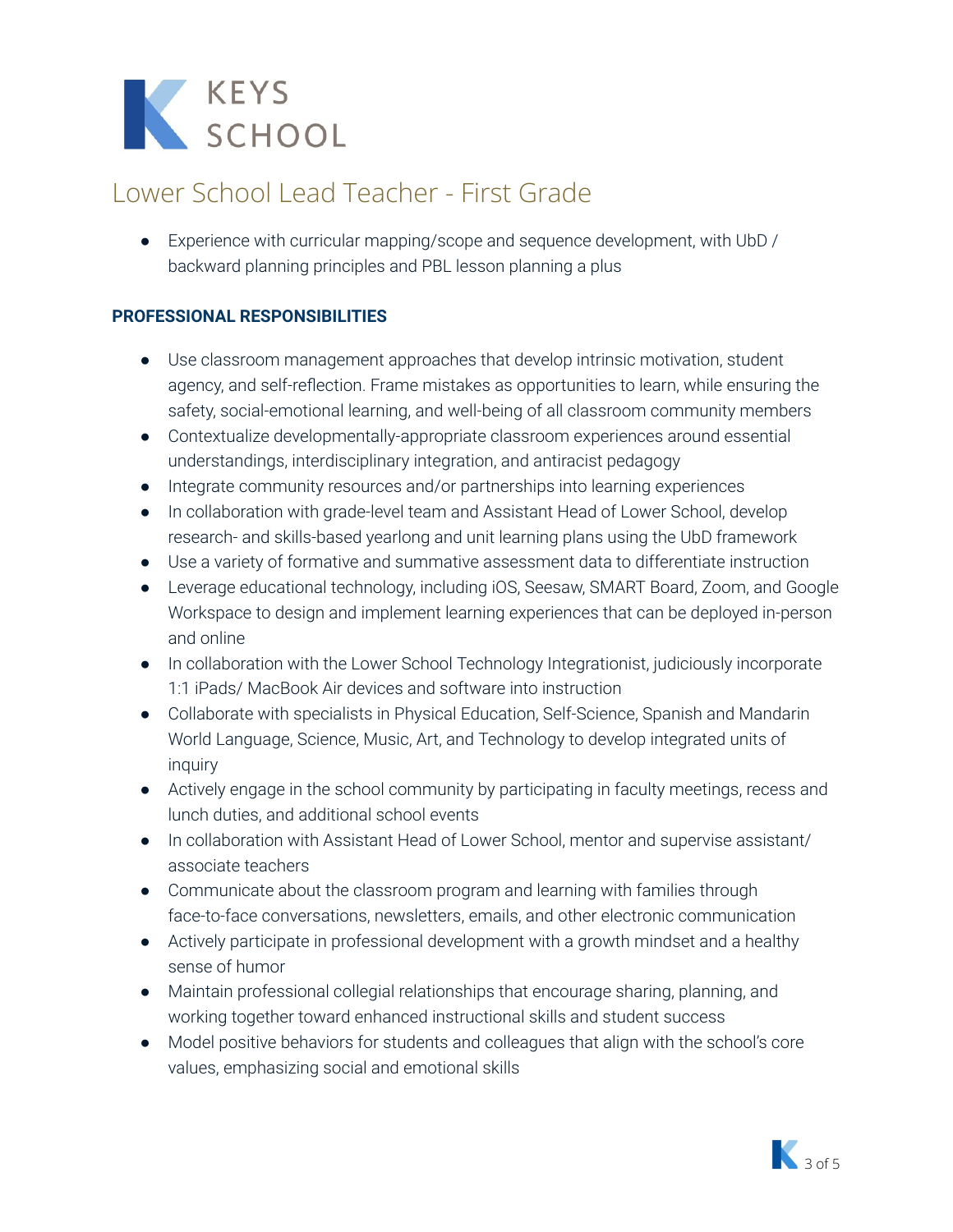KEYS SCHOOL

# Lower School Lead Teacher - First Grade

- Experience with curricular mapping/scope and sequence development, with UbD / backward planning principles and PBL lesson planning a plus

## PROFESSIONAL RESPONSIBILITIES

- Use classroom management approaches that develop intrinsic motivation, student agency, and self-reflection. Frame mistakes as opportunities to learn, while ensuring the safety, social-emotional learning, and well-being of all classroom community members
- Contextualize developmentally-appropriate classroom experiences around essential understandings, interdisciplinary integration, and antiracist pedagogy
- Integrate community resources and/or partnerships into learning experiences
- In collaboration with grade-level team and Assistant Head of Lower School, develop research- and skills-based yearlong and unit learning plans using the UbD framework
- Use a variety of formative and summative assessment data to differentiate instruction
- Leverage educational technology, including iOS, Seesaw, SMART Board, Zoom, and Google Workspace to design and implement learning experiences that can be deployed in-person and online
- In collaboration with the Lower School Technology Integrationist, judiciously incorporate 1:1 iPads/ MacBook Air devices and software into instruction
- Collaborate with specialists in Physical Education, Self-Science, Spanish and Mandarin World Language, Science, Music, Art, and Technology to develop integrated units of inquiry
- Actively engage in the school community by participating in faculty meetings, recess and lunch duties, and additional school events
- In collaboration with Assistant Head of Lower School, mentor and supervise assistant/ associate teachers
- Communicate about the classroom program and learning with families through face-to-face conversations, newsletters, emails, and other electronic communication
- Actively participate in professional development with a growth mindset and a healthy sense of humor
- Maintain professional collegial relationships that encourage sharing, planning, and working together toward enhanced instructional skills and student success
- Model positive behaviors for students and colleagues that align with the school's core values, emphasizing social and emotional skills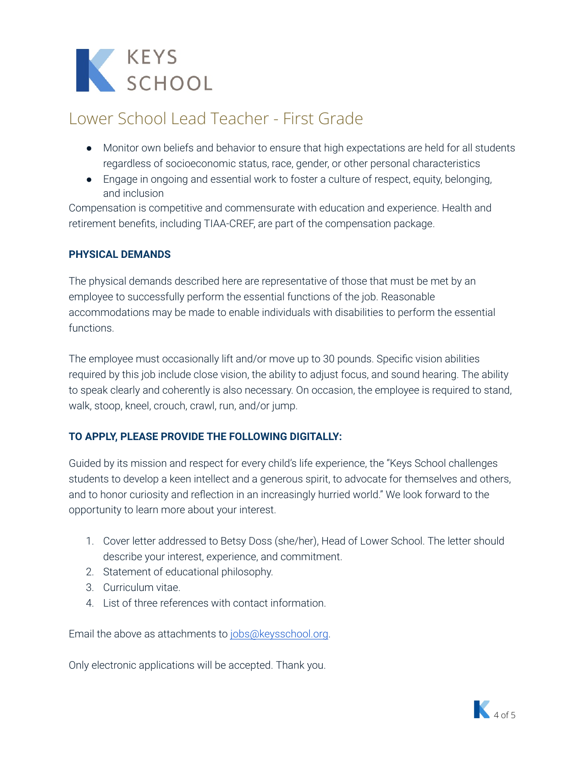# Lower School Lead Teacher - First Grade

- Monitor own beliefs and behavior to ensure that high expectations are held for all students regardless of socioeconomic status, race, gender, or other personal characteristics
- Engage in ongoing and essential work to foster a culture of respect, equity, belonging, and inclusion

Compensation is competitive and commensurate with education and experience. Health and retirement benefits, including TIAA-CREF, are part of the compensation package.

**PHYSICAL DEMANDS**

The physical demands described here are representative of those that must be met by an employee to successfully perform the essential functions of the job. Reasonable accommodations may be made to enable individuals with disabilities to perform the essential functions.

The employee must occasionally lift and/or move up to 30 pounds. Specific vision abilities required by this job include close vision, the ability to adjust focus, and sound hearing. The ability to speak clearly and coherently is also necessary. On occasion, the employee is required to stand, walk, stoop, kneel, crouch, crawl, run, and/or jump.

**TO APPLY, PLEASE PROVIDE THE FOLLOWING DIGITALLY:**

Guided by its mission and respect for every child's life experience, the "Keys School challenges students to develop a keen intellect and a generous spirit, to advocate for themselves and others, and to honor curiosity and reflection in an increasingly hurried world." We look forward to the opportunity to learn more about your interest.

1. Cover letter addressed to Betsy Doss (she/her), Head of Lower School. The letter should describe your interest, experience, and commitment.
2. Statement of educational philosophy.
3. Curriculum vitae.
4. List of three references with contact information.

Email the above as attachments to jobs@keysschool.org.

Only electronic applications will be accepted. Thank you.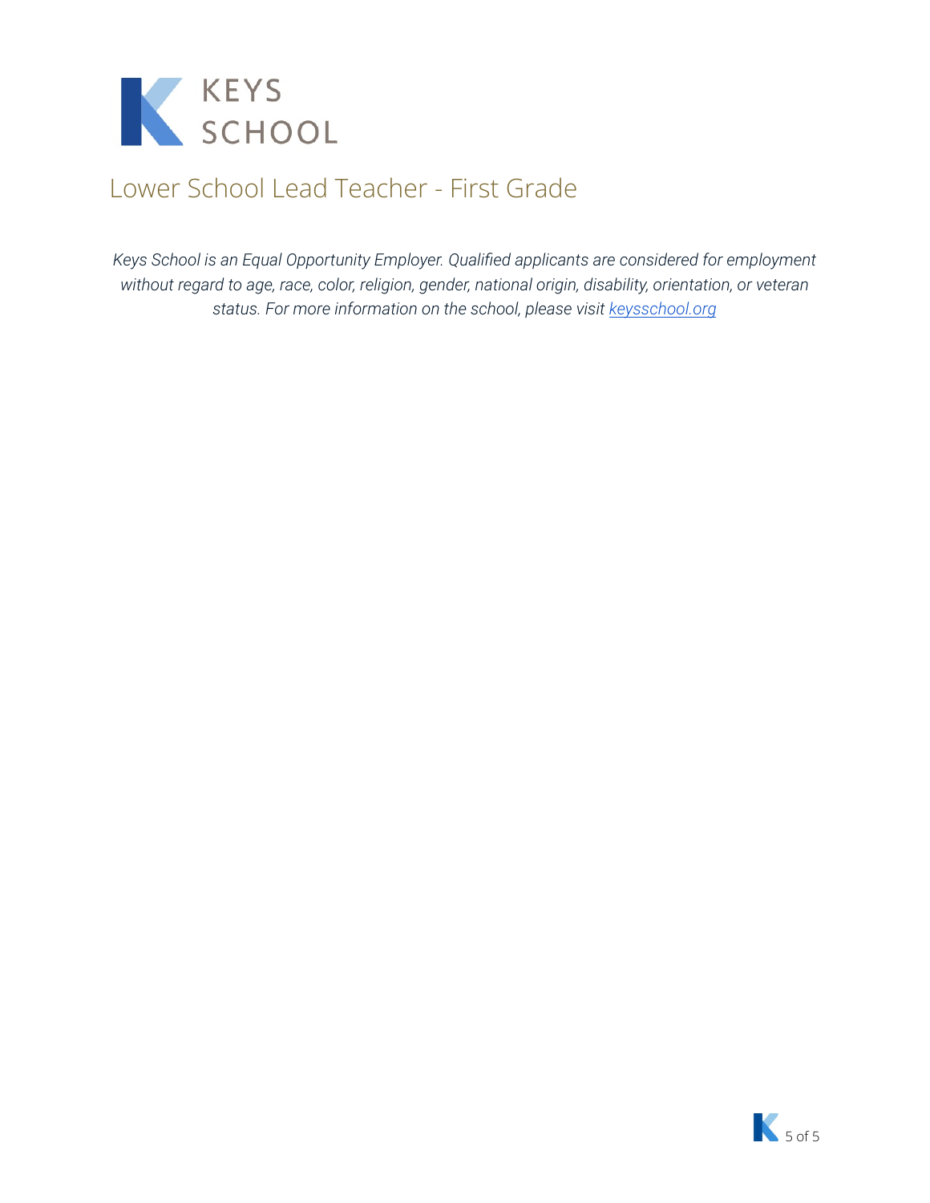# Lower School Lead Teacher - First Grade

*Keys School is an Equal Opportunity Employer. Qualified applicants are considered for employment without regard to age, race, color, religion, gender, national origin, disability, orientation, or veteran status. For more information on the school, please visit [keysschool.org](keysschool.org)*